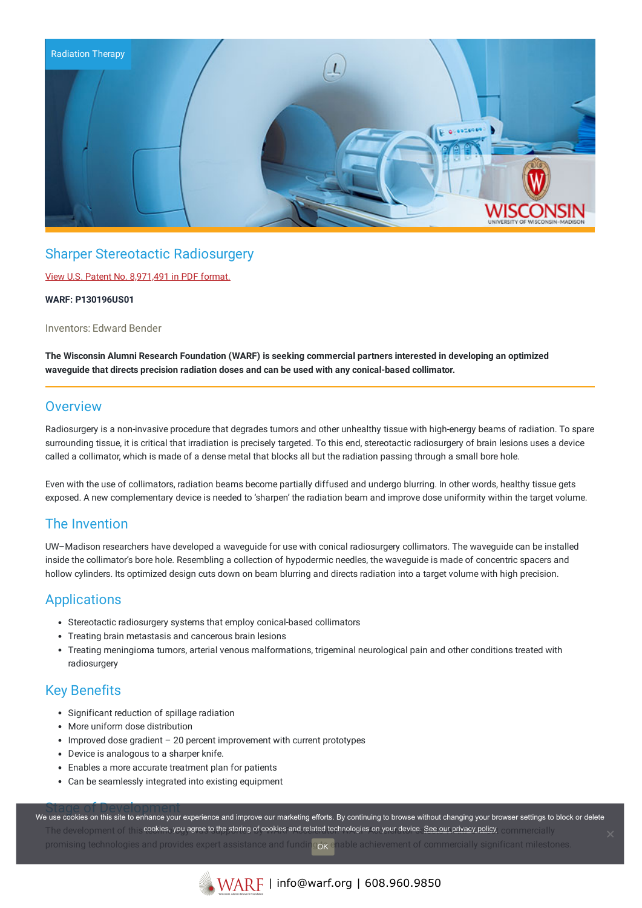Radiation Therapy

## Sharper Stereotactic Radiosurgery

View U.S. Patent No. 8,971,491 in PDF format.

**WARF: P130196US01**

Inventors: Edward Bender

**The Wisconsin Alumni Research Foundation (WARF) is seeking commercial partners interested in developing an optimized waveguide that directs precision radiation doses and can be used with any conical-based collimator.**

## Overview

Radiosurgery is a non-invasive procedure that degrades tumors and other unhealthy tissue with high-energy beams of radiation. To spare surrounding tissue, it is critical that irradiation is precisely targeted. To this end, stereotactic radiosurgery of brain lesions uses a device called a collimator, which is made of a dense metal that blocks all but the radiation passing through a small bore hole.

Even with the use of collimators, radiation beams become partially diffused and undergo blurring. In other words, healthy tissue gets exposed. A new complementary device is needed to 'sharpen' the radiation beam and improve dose uniformity within the target volume.

## The Invention

UW–Madison researchers have developed a waveguide for use with conical radiosurgery collimators. The waveguide can be installed inside the collimator's bore hole. Resembling a collection of hypodermic needles, the waveguide is made of concentric spacers and hollow cylinders. Its optimized design cuts down on beam blurring and directs radiation into a target volume with high precision.

## Applications

- Stereotactic radiosurgery systems that employ conical-based collimators
- Treating brain metastasis and cancerous brain lesions
- Treating meningioma tumors, arterial venous malformations, trigeminal neurological pain and other conditions treated with radiosurgery

## Key Benefits

- Significant reduction of spillage radiation
- More uniform dose distribution
- Improved dose gradient – 20 percent improvement with current prototypes
- Device is analogous to a sharper knife.
- Enables a more accurate treatment plan for patients
- Can be seamlessly integrated into existing equipment

## Stage of Development

The development of this technology was supported by WARF Accelerator. WARF Accelerator selects commercially promising technologies and provides expert assistance and funding to enable achievement of commercially significant milestones.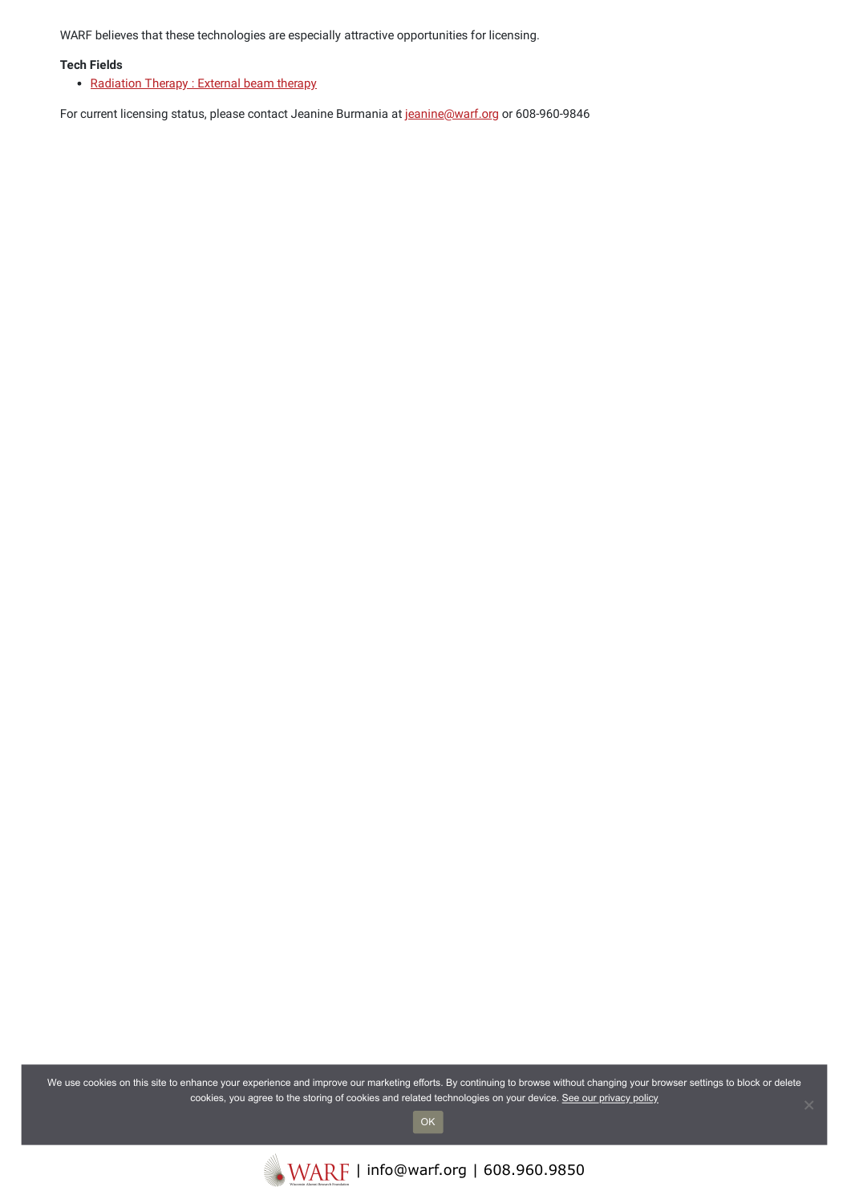WARF believes that these technologies are especially attractive opportunities for licensing.

**Tech Fields**

- Radiation Therapy : External beam therapy

For current licensing status, please contact Jeanine Burmania at jeanine@warf.org or 608-960-9846